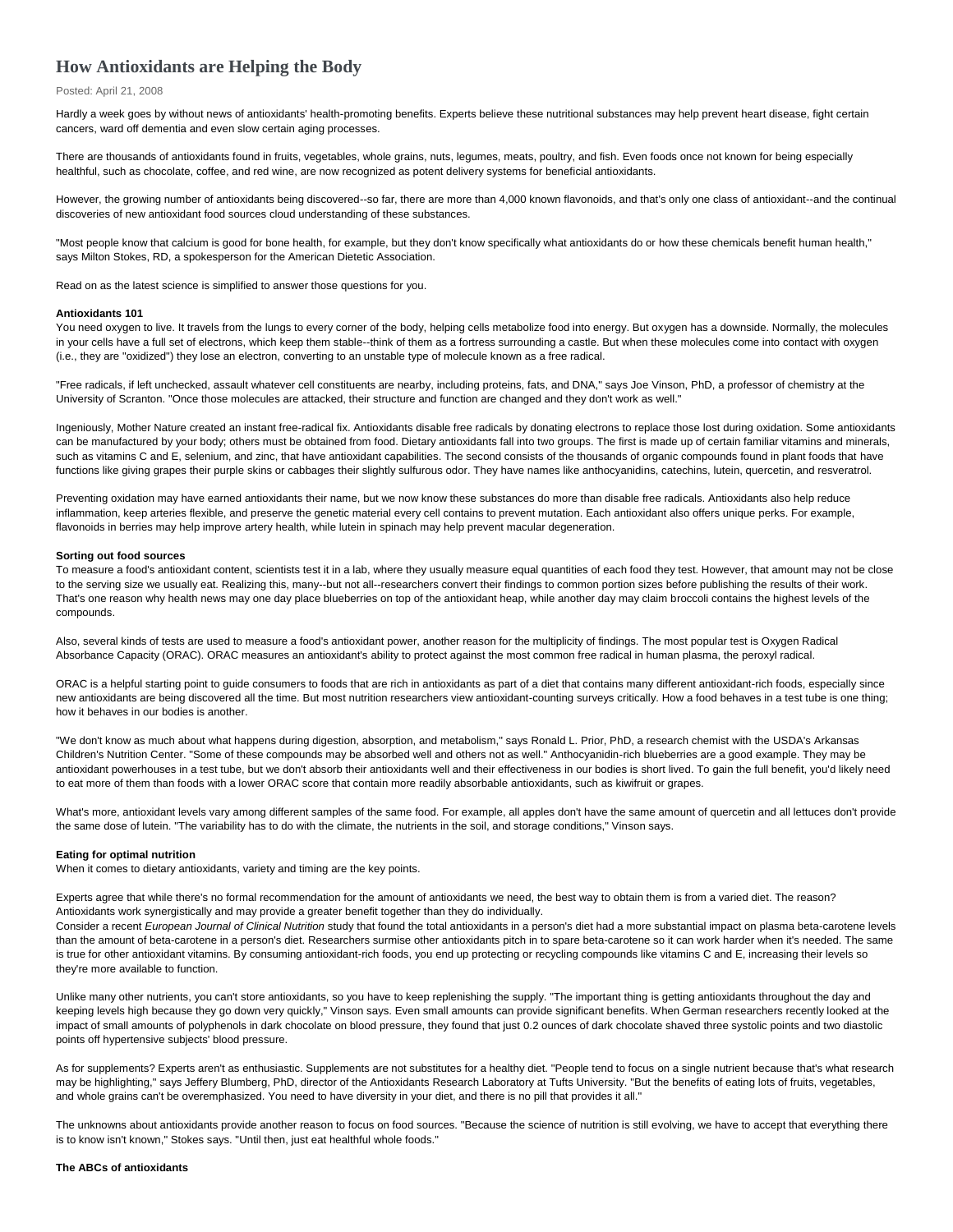# How Antioxidants are Helping the Body

Posted: April 21, 2008

Hardly a week goes by without news of antioxidants' health-promoting benefits. Experts believe these nutritional substances may help prevent heart disease, fight certain cancers, ward off dementia and even slow certain aging processes.

There are thousands of antioxidants found in fruits, vegetables, whole grains, nuts, legumes, meats, poultry, and fish. Even foods once not known for being especially healthful, such as chocolate, coffee, and red wine, are now recognized as potent delivery systems for beneficial antioxidants.

However, the growing number of antioxidants being discovered--so far, there are more than 4,000 known flavonoids, and that's only one class of antioxidant--and the continual discoveries of new antioxidant food sources cloud understanding of these substances.

"Most people know that calcium is good for bone health, for example, but they don't know specifically what antioxidants do or how these chemicals benefit human health," says Milton Stokes, RD, a spokesperson for the American Dietetic Association.

Read on as the latest science is simplified to answer those questions for you.

**Antioxidants 101**

You need oxygen to live. It travels from the lungs to every corner of the body, helping cells metabolize food into energy. But oxygen has a downside. Normally, the molecules in your cells have a full set of electrons, which keep them stable--think of them as a fortress surrounding a castle. But when these molecules come into contact with oxygen (i.e., they are "oxidized") they lose an electron, converting to an unstable type of molecule known as a free radical.

"Free radicals, if left unchecked, assault whatever cell constituents are nearby, including proteins, fats, and DNA," says Joe Vinson, PhD, a professor of chemistry at the University of Scranton. "Once those molecules are attacked, their structure and function are changed and they don't work as well."

Ingeniously, Mother Nature created an instant free-radical fix. Antioxidants disable free radicals by donating electrons to replace those lost during oxidation. Some antioxidants can be manufactured by your body; others must be obtained from food. Dietary antioxidants fall into two groups. The first is made up of certain familiar vitamins and minerals, such as vitamins C and E, selenium, and zinc, that have antioxidant capabilities. The second consists of the thousands of organic compounds found in plant foods that have functions like giving grapes their purple skins or cabbages their slightly sulfurous odor. They have names like anthocyanidins, catechins, lutein, quercetin, and resveratrol.

Preventing oxidation may have earned antioxidants their name, but we now know these substances do more than disable free radicals. Antioxidants also help reduce inflammation, keep arteries flexible, and preserve the genetic material every cell contains to prevent mutation. Each antioxidant also offers unique perks. For example, flavonoids in berries may help improve artery health, while lutein in spinach may help prevent macular degeneration.

**Sorting out food sources**

To measure a food's antioxidant content, scientists test it in a lab, where they usually measure equal quantities of each food they test. However, that amount may not be close to the serving size we usually eat. Realizing this, many--but not all--researchers convert their findings to common portion sizes before publishing the results of their work. That's one reason why health news may one day place blueberries on top of the antioxidant heap, while another day may claim broccoli contains the highest levels of the compounds.

Also, several kinds of tests are used to measure a food's antioxidant power, another reason for the multiplicity of findings. The most popular test is Oxygen Radical Absorbance Capacity (ORAC). ORAC measures an antioxidant's ability to protect against the most common free radical in human plasma, the peroxyl radical.

ORAC is a helpful starting point to guide consumers to foods that are rich in antioxidants as part of a diet that contains many different antioxidant-rich foods, especially since new antioxidants are being discovered all the time. But most nutrition researchers view antioxidant-counting surveys critically. How a food behaves in a test tube is one thing; how it behaves in our bodies is another.

"We don't know as much about what happens during digestion, absorption, and metabolism," says Ronald L. Prior, PhD, a research chemist with the USDA's Arkansas Children's Nutrition Center. "Some of these compounds may be absorbed well and others not as well." Anthocyanidin-rich blueberries are a good example. They may be antioxidant powerhouses in a test tube, but we don't absorb their antioxidants well and their effectiveness in our bodies is short lived. To gain the full benefit, you'd likely need to eat more of them than foods with a lower ORAC score that contain more readily absorbable antioxidants, such as kiwifruit or grapes.

What's more, antioxidant levels vary among different samples of the same food. For example, all apples don't have the same amount of quercetin and all lettuces don't provide the same dose of lutein. "The variability has to do with the climate, the nutrients in the soil, and storage conditions," Vinson says.

**Eating for optimal nutrition**

When it comes to dietary antioxidants, variety and timing are the key points.

Experts agree that while there's no formal recommendation for the amount of antioxidants we need, the best way to obtain them is from a varied diet. The reason? Antioxidants work synergistically and may provide a greater benefit together than they do individually.

Consider a recent *European Journal of Clinical Nutrition* study that found the total antioxidants in a person's diet had a more substantial impact on plasma beta-carotene levels than the amount of beta-carotene in a person's diet. Researchers surmise other antioxidants pitch in to spare beta-carotene so it can work harder when it's needed. The same is true for other antioxidant vitamins. By consuming antioxidant-rich foods, you end up protecting or recycling compounds like vitamins C and E, increasing their levels so they're more available to function.

Unlike many other nutrients, you can't store antioxidants, so you have to keep replenishing the supply. "The important thing is getting antioxidants throughout the day and keeping levels high because they go down very quickly," Vinson says. Even small amounts can provide significant benefits. When German researchers recently looked at the impact of small amounts of polyphenols in dark chocolate on blood pressure, they found that just 0.2 ounces of dark chocolate shaved three systolic points and two diastolic points off hypertensive subjects' blood pressure.

As for supplements? Experts aren't as enthusiastic. Supplements are not substitutes for a healthy diet. "People tend to focus on a single nutrient because that's what research may be highlighting," says Jeffery Blumberg, PhD, director of the Antioxidants Research Laboratory at Tufts University. "But the benefits of eating lots of fruits, vegetables, and whole grains can't be overemphasized. You need to have diversity in your diet, and there is no pill that provides it all."

The unknowns about antioxidants provide another reason to focus on food sources. "Because the science of nutrition is still evolving, we have to accept that everything there is to know isn't known," Stokes says. "Until then, just eat healthful whole foods."

**The ABCs of antioxidants**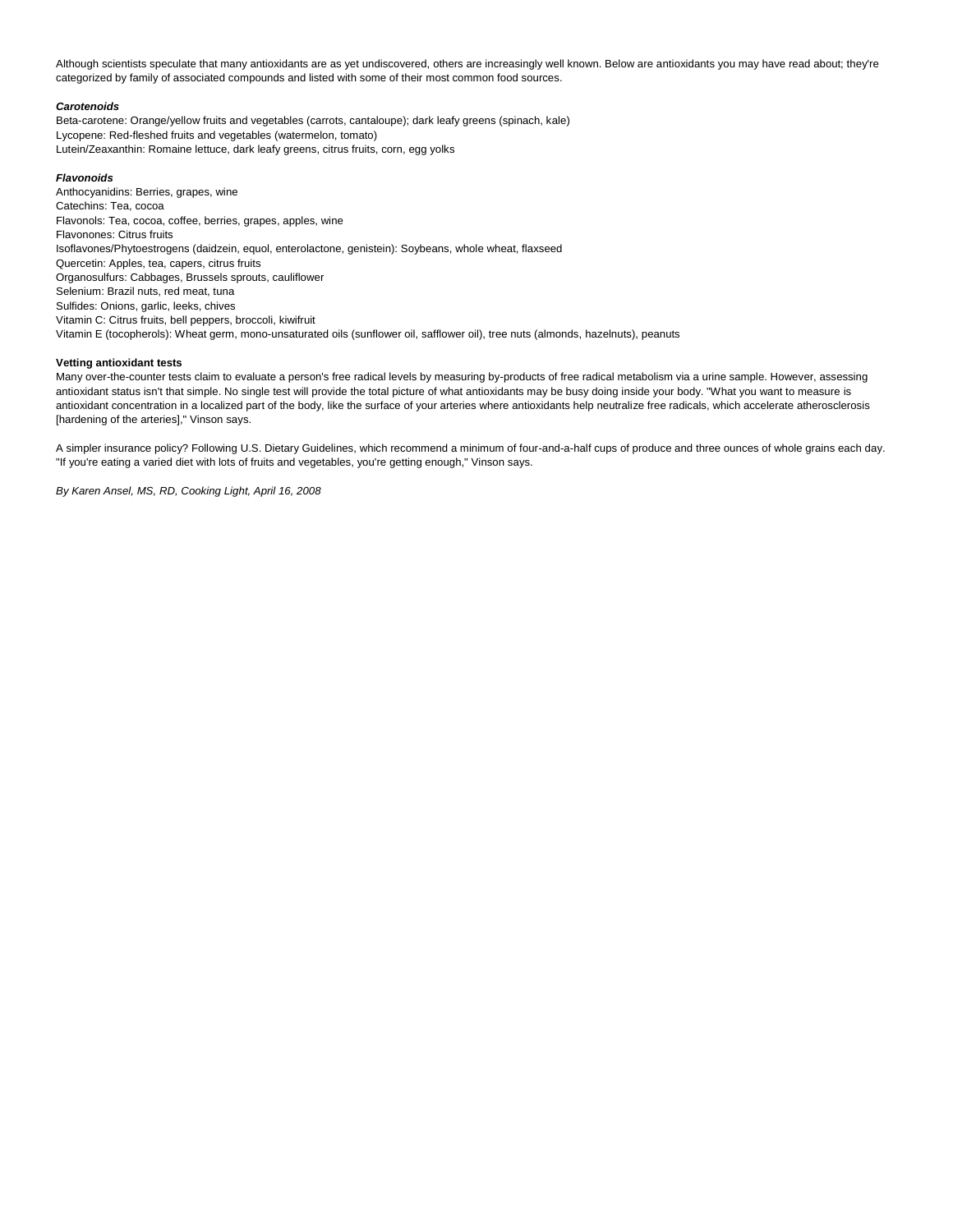Although scientists speculate that many antioxidants are as yet undiscovered, others are increasingly well known. Below are antioxidants you may have read about; they're categorized by family of associated compounds and listed with some of their most common food sources.

***Carotenoids***

Beta-carotene: Orange/yellow fruits and vegetables (carrots, cantaloupe); dark leafy greens (spinach, kale)
Lycopene: Red-fleshed fruits and vegetables (watermelon, tomato)
Lutein/Zeaxanthin: Romaine lettuce, dark leafy greens, citrus fruits, corn, egg yolks

***Flavonoids***

Anthocyanidins: Berries, grapes, wine
Catechins: Tea, cocoa
Flavonols: Tea, cocoa, coffee, berries, grapes, apples, wine
Flavonones: Citrus fruits
Isoflavones/Phytoestrogens (daidzein, equol, enterolactone, genistein): Soybeans, whole wheat, flaxseed
Quercetin: Apples, tea, capers, citrus fruits
Organosulfurs: Cabbages, Brussels sprouts, cauliflower
Selenium: Brazil nuts, red meat, tuna
Sulfides: Onions, garlic, leeks, chives
Vitamin C: Citrus fruits, bell peppers, broccoli, kiwifruit
Vitamin E (tocopherols): Wheat germ, mono-unsaturated oils (sunflower oil, safflower oil), tree nuts (almonds, hazelnuts), peanuts

**Vetting antioxidant tests**

Many over-the-counter tests claim to evaluate a person's free radical levels by measuring by-products of free radical metabolism via a urine sample. However, assessing antioxidant status isn't that simple. No single test will provide the total picture of what antioxidants may be busy doing inside your body. "What you want to measure is antioxidant concentration in a localized part of the body, like the surface of your arteries where antioxidants help neutralize free radicals, which accelerate atherosclerosis [hardening of the arteries]," Vinson says.

A simpler insurance policy? Following U.S. Dietary Guidelines, which recommend a minimum of four-and-a-half cups of produce and three ounces of whole grains each day. "If you're eating a varied diet with lots of fruits and vegetables, you're getting enough," Vinson says.

*By Karen Ansel, MS, RD, Cooking Light, April 16, 2008*